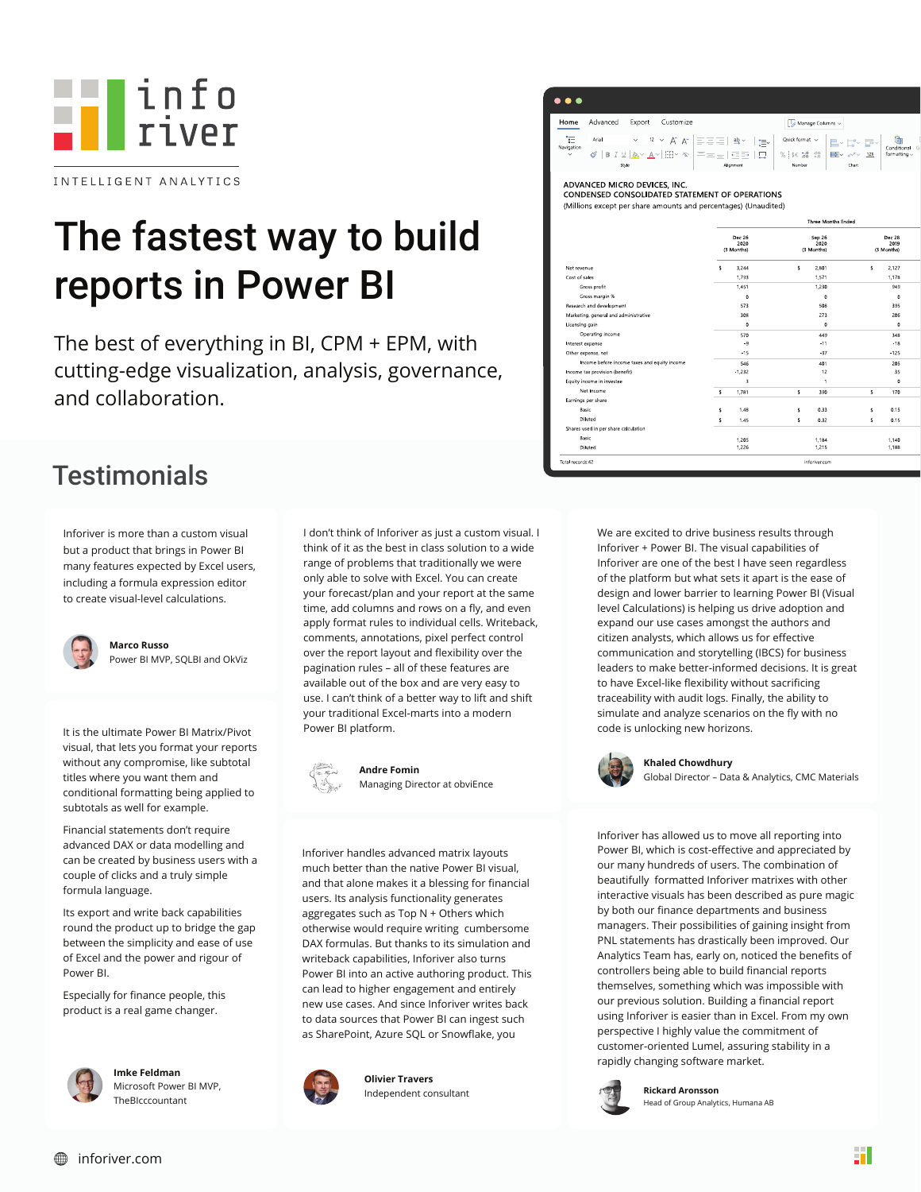info river

INTELLIGENT ANALYTICS

# The fastest way to build reports in Power BI

The best of everything in BI, CPM + EPM, with cutting-edge visualization, analysis, governance, and collaboration.

## Testimonials

Inforiver is more than a custom visual but a product that brings in Power BI many features expected by Excel users, including a formula expression editor to create visual-level calculations.

**Marco Russo**
Power BI MVP, SQLBI and OkViz

It is the ultimate Power BI Matrix/Pivot visual, that lets you format your reports without any compromise, like subtotal titles where you want them and conditional formatting being applied to subtotals as well for example.

Financial statements don't require advanced DAX or data modelling and can be created by business users with a couple of clicks and a truly simple formula language.

Its export and write back capabilities round the product up to bridge the gap between the simplicity and ease of use of Excel and the power and rigour of Power BI.

Especially for finance people, this product is a real game changer.

**Imke Feldman**
Microsoft Power BI MVP, TheBIccountant

I don't think of Inforiver as just a custom visual. I think of it as the best in class solution to a wide range of problems that traditionally we were only able to solve with Excel. You can create your forecast/plan and your report at the same time, add columns and rows on a fly, and even apply format rules to individual cells. Writeback, comments, annotations, pixel perfect control over the report layout and flexibility over the pagination rules – all of these features are available out of the box and are very easy to use. I can't think of a better way to lift and shift your traditional Excel-marts into a modern Power BI platform.

**Andre Fomin**
Managing Director at obviEnce

Inforiver handles advanced matrix layouts much better than the native Power BI visual, and that alone makes it a blessing for financial users. Its analysis functionality generates aggregates such as Top N + Others which otherwise would require writing cumbersome DAX formulas. But thanks to its simulation and writeback capabilities, Inforiver also turns Power BI into an active authoring product. This can lead to higher engagement and entirely new use cases. And since Inforiver writes back to data sources that Power BI can ingest such as SharePoint, Azure SQL or Snowflake, you

**Olivier Travers**
Independent consultant

We are excited to drive business results through Inforiver + Power BI. The visual capabilities of Inforiver are one of the best I have seen regardless of the platform but what sets it apart is the ease of design and lower barrier to learning Power BI (Visual level Calculations) is helping us drive adoption and expand our use cases amongst the authors and citizen analysts, which allows us for effective communication and storytelling (IBCS) for business leaders to make better-informed decisions. It is great to have Excel-like flexibility without sacrificing traceability with audit logs. Finally, the ability to simulate and analyze scenarios on the fly with no code is unlocking new horizons.

**Khaled Chowdhury**
Global Director – Data & Analytics, CMC Materials

Inforiver has allowed us to move all reporting into Power BI, which is cost-effective and appreciated by our many hundreds of users. The combination of beautifully formatted Inforiver matrixes with other interactive visuals has been described as pure magic by both our finance departments and business managers. Their possibilities of gaining insight from PNL statements has drastically been improved. Our Analytics Team has, early on, noticed the benefits of controllers being able to build financial reports themselves, something which was impossible with our previous solution. Building a financial report using Inforiver is easier than in Excel. From my own perspective I highly value the commitment of customer-oriented Lumel, assuring stability in a rapidly changing software market.

**Rickard Aronsson**
Head of Group Analytics, Humana AB

inforiver.com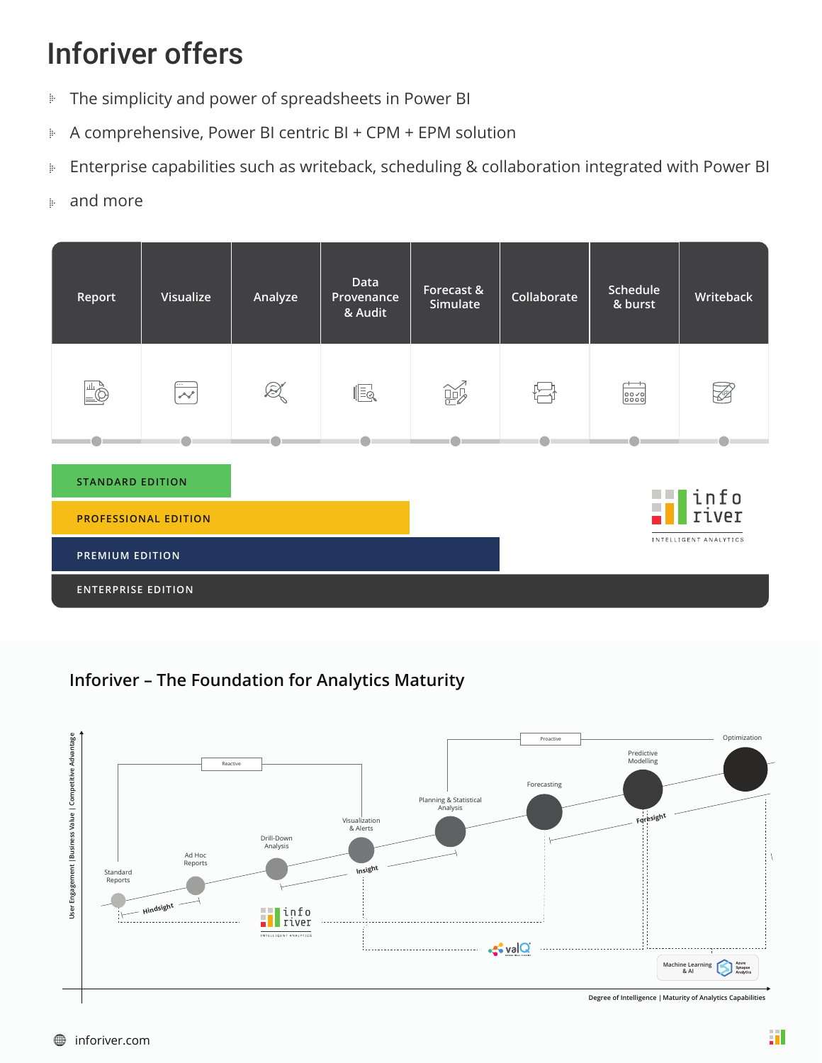# Inforiver offers

- The simplicity and power of spreadsheets in Power BI
- A comprehensive, Power BI centric BI + CPM + EPM solution
- Enterprise capabilities such as writeback, scheduling & collaboration integrated with Power BI
- and more

| Report | Visualize | Analyze | Data Provenance & Audit | Forecast & Simulate | Collaborate | Schedule & burst | Writeback |
|---|---|---|---|---|---|---|---|

STANDARD EDITION

PROFESSIONAL EDITION

PREMIUM EDITION

ENTERPRISE EDITION

info river INTELLIGENT ANALYTICS

## Inforiver – The Foundation for Analytics Maturity

User Engagement | Business Value | Competitive Advantage

Reactive

Proactive

Standard Reports

Ad Hoc Reports

Drill-Down Analysis

Visualization & Alerts

Planning & Statistical Analysis

Forecasting

Predictive Modelling

Optimization

Hindsight

Insight

Foresight

info river INTELLIGENT ANALYTICS

valQ

Machine Learning & AI

Azure Synapse Analytics

Degree of Intelligence | Maturity of Analytics Capabilities

inforiver.com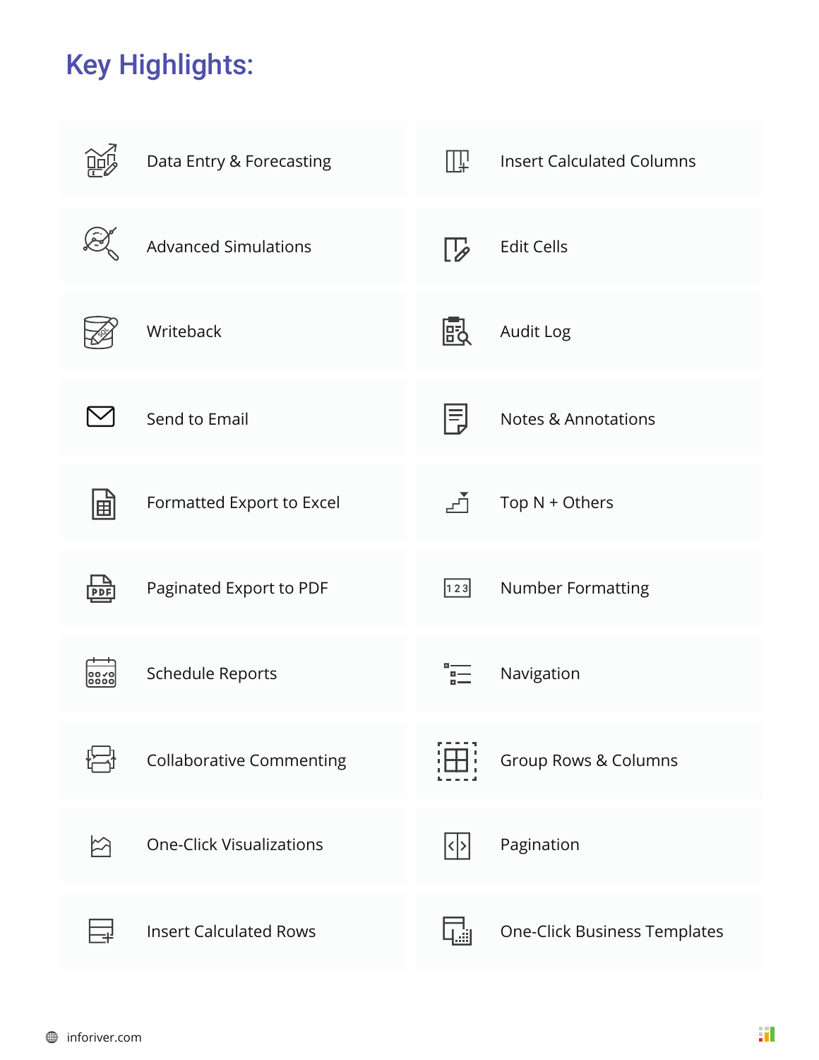## Key Highlights:

- Data Entry & Forecasting
- Insert Calculated Columns
- Advanced Simulations
- Edit Cells
- Writeback
- Audit Log
- Send to Email
- Notes & Annotations
- Formatted Export to Excel
- Top N + Others
- Paginated Export to PDF
- Number Formatting
- Schedule Reports
- Navigation
- Collaborative Commenting
- Group Rows & Columns
- One-Click Visualizations
- Pagination
- Insert Calculated Rows
- One-Click Business Templates

inforiver.com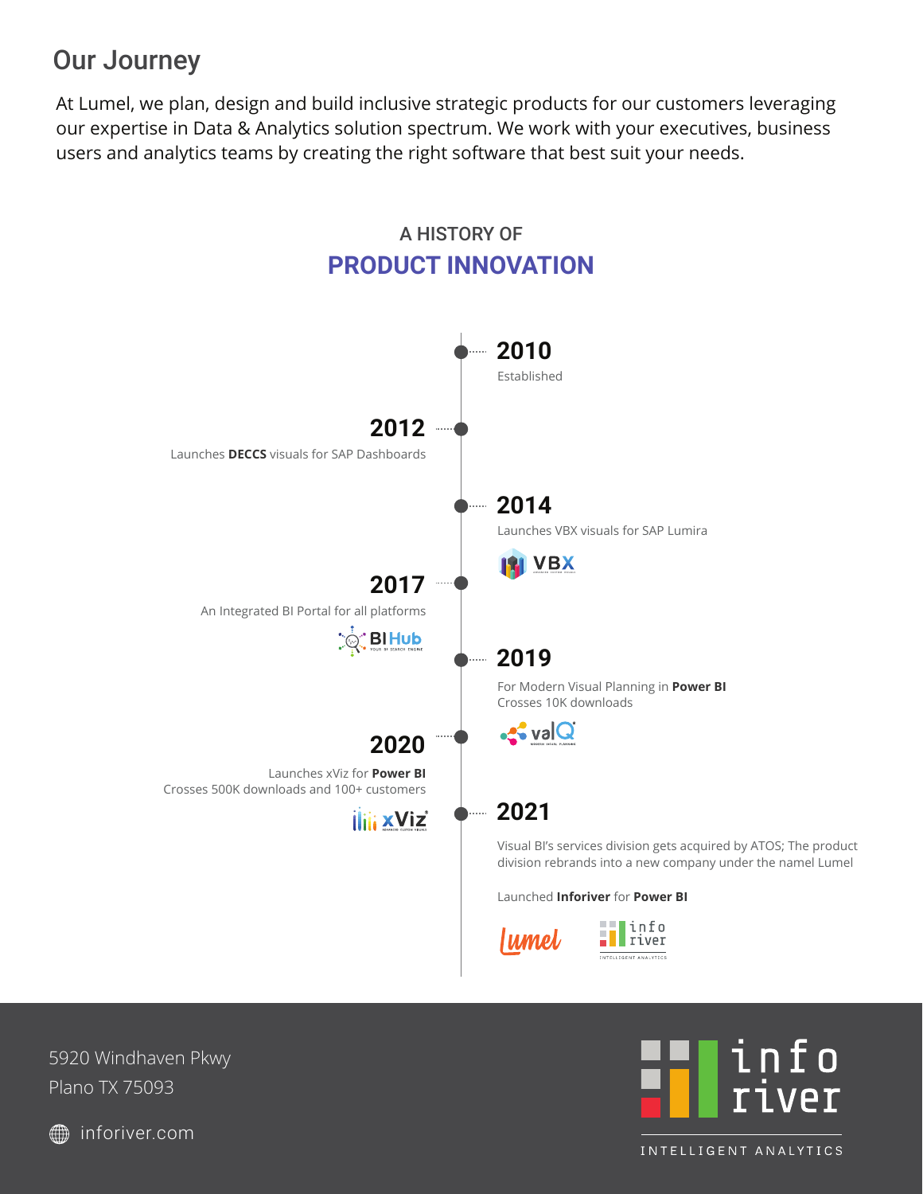## Our Journey

At Lumel, we plan, design and build inclusive strategic products for our customers leveraging our expertise in Data & Analytics solution spectrum. We work with your executives, business users and analytics teams by creating the right software that best suit your needs.

A HISTORY OF

### PRODUCT INNOVATION

**2010**

Established

**2012**

Launches **DECCS** visuals for SAP Dashboards

**2014**

Launches VBX visuals for SAP Lumira

**2017**

An Integrated BI Portal for all platforms

**2019**

For Modern Visual Planning in **Power BI**
Crosses 10K downloads

**2020**

Launches xViz for **Power BI**
Crosses 500K downloads and 100+ customers

**2021**

Visual BI's services division gets acquired by ATOS; The product division rebrands into a new company under the namel Lumel

Launched **Inforiver** for **Power BI**

5920 Windhaven Pkwy
Plano TX 75093

inforiver.com

info river
INTELLIGENT ANALYTICS